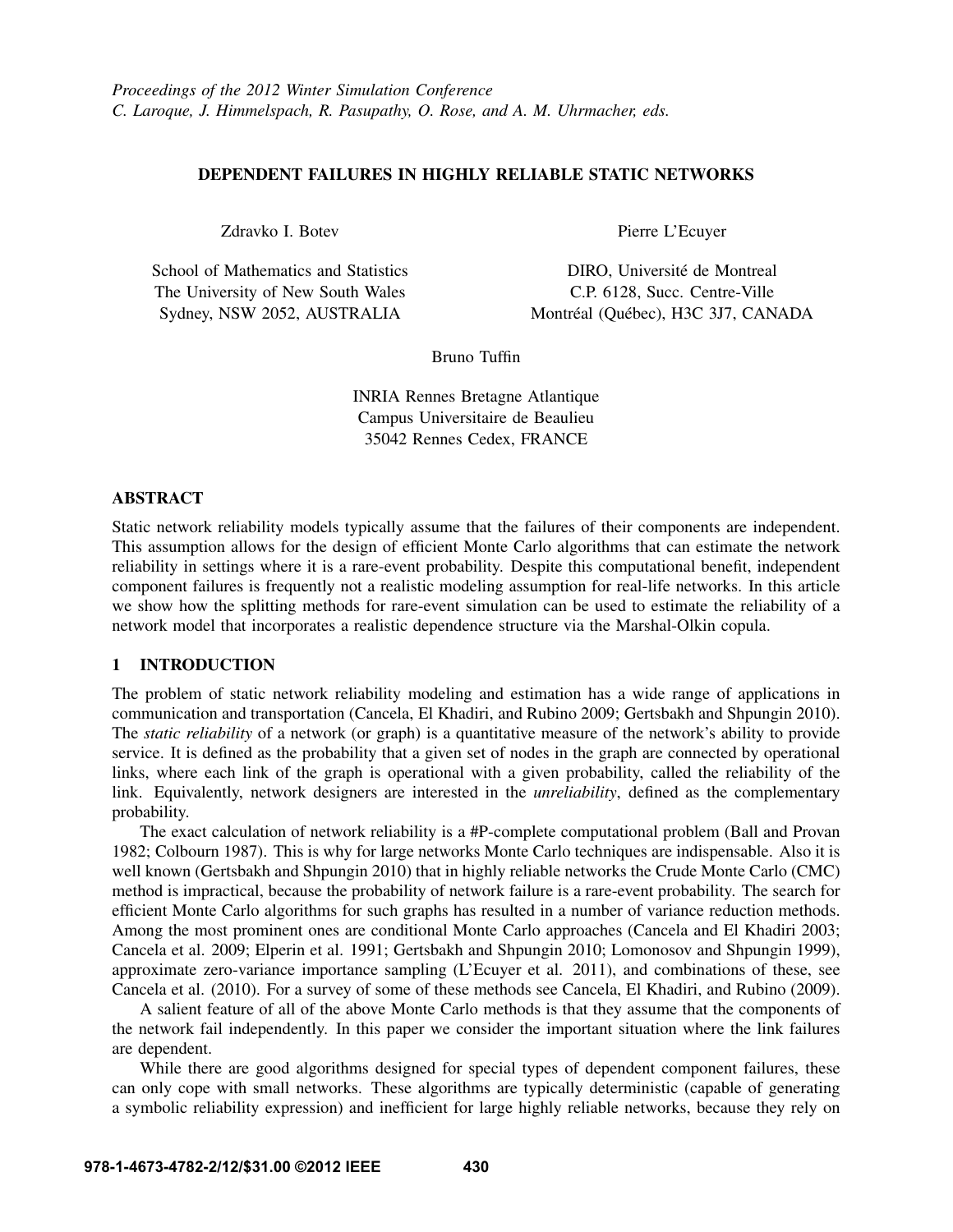*Proceedings of the 2012 Winter Simulation Conference*
*C. Laroque, J. Himmelspach, R. Pasupathy, O. Rose, and A. M. Uhrmacher, eds.*

# DEPENDENT FAILURES IN HIGHLY RELIABLE STATIC NETWORKS

Zdravko I. Botev

School of Mathematics and Statistics
The University of New South Wales
Sydney, NSW 2052, AUSTRALIA

Pierre L'Ecuyer

DIRO, Université de Montreal
C.P. 6128, Succ. Centre-Ville
Montréal (Québec), H3C 3J7, CANADA

Bruno Tuffin

INRIA Rennes Bretagne Atlantique
Campus Universitaire de Beaulieu
35042 Rennes Cedex, FRANCE

## ABSTRACT

Static network reliability models typically assume that the failures of their components are independent. This assumption allows for the design of efficient Monte Carlo algorithms that can estimate the network reliability in settings where it is a rare-event probability. Despite this computational benefit, independent component failures is frequently not a realistic modeling assumption for real-life networks. In this article we show how the splitting methods for rare-event simulation can be used to estimate the reliability of a network model that incorporates a realistic dependence structure via the Marshal-Olkin copula.

## 1 INTRODUCTION

The problem of static network reliability modeling and estimation has a wide range of applications in communication and transportation (Cancela, El Khadiri, and Rubino 2009; Gertsbakh and Shpungin 2010). The *static reliability* of a network (or graph) is a quantitative measure of the network's ability to provide service. It is defined as the probability that a given set of nodes in the graph are connected by operational links, where each link of the graph is operational with a given probability, called the reliability of the link. Equivalently, network designers are interested in the *unreliability*, defined as the complementary probability.

The exact calculation of network reliability is a #P-complete computational problem (Ball and Provan 1982; Colbourn 1987). This is why for large networks Monte Carlo techniques are indispensable. Also it is well known (Gertsbakh and Shpungin 2010) that in highly reliable networks the Crude Monte Carlo (CMC) method is impractical, because the probability of network failure is a rare-event probability. The search for efficient Monte Carlo algorithms for such graphs has resulted in a number of variance reduction methods. Among the most prominent ones are conditional Monte Carlo approaches (Cancela and El Khadiri 2003; Cancela et al. 2009; Elperin et al. 1991; Gertsbakh and Shpungin 2010; Lomonosov and Shpungin 1999), approximate zero-variance importance sampling (L'Ecuyer et al. 2011), and combinations of these, see Cancela et al. (2010). For a survey of some of these methods see Cancela, El Khadiri, and Rubino (2009).

A salient feature of all of the above Monte Carlo methods is that they assume that the components of the network fail independently. In this paper we consider the important situation where the link failures are dependent.

While there are good algorithms designed for special types of dependent component failures, these can only cope with small networks. These algorithms are typically deterministic (capable of generating a symbolic reliability expression) and inefficient for large highly reliable networks, because they rely on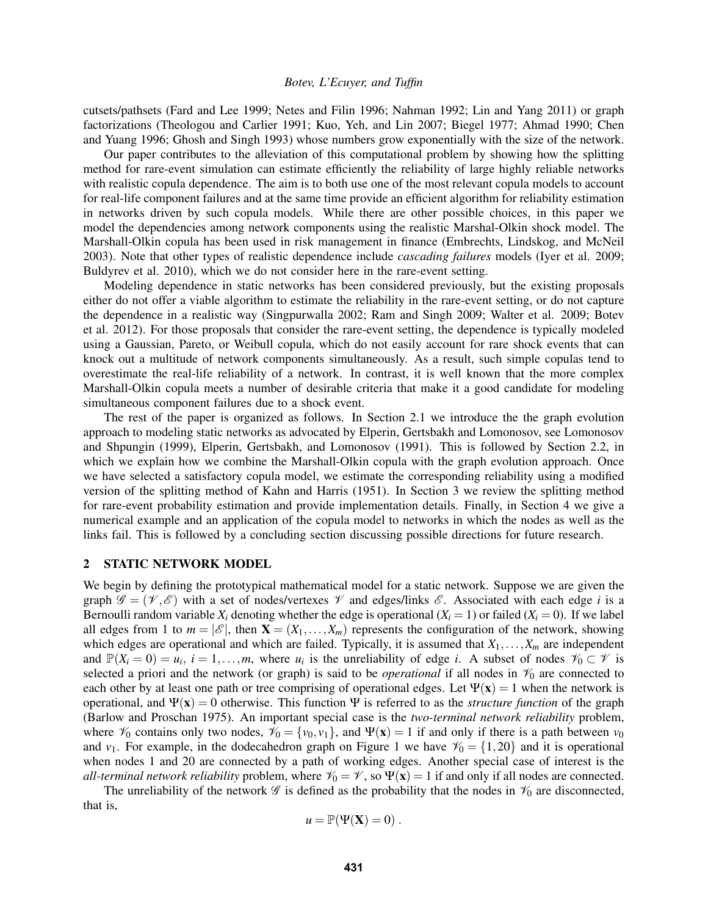cutsets/pathsets (Fard and Lee 1999; Netes and Filin 1996; Nahman 1992; Lin and Yang 2011) or graph factorizations (Theologou and Carlier 1991; Kuo, Yeh, and Lin 2007; Biegel 1977; Ahmad 1990; Chen and Yuang 1996; Ghosh and Singh 1993) whose numbers grow exponentially with the size of the network.

Our paper contributes to the alleviation of this computational problem by showing how the splitting method for rare-event simulation can estimate efficiently the reliability of large highly reliable networks with realistic copula dependence. The aim is to both use one of the most relevant copula models to account for real-life component failures and at the same time provide an efficient algorithm for reliability estimation in networks driven by such copula models. While there are other possible choices, in this paper we model the dependencies among network components using the realistic Marshal-Olkin shock model. The Marshall-Olkin copula has been used in risk management in finance (Embrechts, Lindskog, and McNeil 2003). Note that other types of realistic dependence include *cascading failures* models (Iyer et al. 2009; Buldyrev et al. 2010), which we do not consider here in the rare-event setting.

Modeling dependence in static networks has been considered previously, but the existing proposals either do not offer a viable algorithm to estimate the reliability in the rare-event setting, or do not capture the dependence in a realistic way (Singpurwalla 2002; Ram and Singh 2009; Walter et al. 2009; Botev et al. 2012). For those proposals that consider the rare-event setting, the dependence is typically modeled using a Gaussian, Pareto, or Weibull copula, which do not easily account for rare shock events that can knock out a multitude of network components simultaneously. As a result, such simple copulas tend to overestimate the real-life reliability of a network. In contrast, it is well known that the more complex Marshall-Olkin copula meets a number of desirable criteria that make it a good candidate for modeling simultaneous component failures due to a shock event.

The rest of the paper is organized as follows. In Section 2.1 we introduce the the graph evolution approach to modeling static networks as advocated by Elperin, Gertsbakh and Lomonosov, see Lomonosov and Shpungin (1999), Elperin, Gertsbakh, and Lomonosov (1991). This is followed by Section 2.2, in which we explain how we combine the Marshall-Olkin copula with the graph evolution approach. Once we have selected a satisfactory copula model, we estimate the corresponding reliability using a modified version of the splitting method of Kahn and Harris (1951). In Section 3 we review the splitting method for rare-event probability estimation and provide implementation details. Finally, in Section 4 we give a numerical example and an application of the copula model to networks in which the nodes as well as the links fail. This is followed by a concluding section discussing possible directions for future research.

## 2 STATIC NETWORK MODEL

We begin by defining the prototypical mathematical model for a static network. Suppose we are given the graph $\mathscr{G} = (\mathscr{V}, \mathscr{E})$ with a set of nodes/vertexes $\mathscr{V}$ and edges/links $\mathscr{E}$. Associated with each edge $i$ is a Bernoulli random variable $X_i$ denoting whether the edge is operational ($X_i = 1$) or failed ($X_i = 0$). If we label all edges from 1 to $m = |\mathscr{E}|$, then $\mathbf{X} = (X_1, \ldots, X_m)$ represents the configuration of the network, showing which edges are operational and which are failed. Typically, it is assumed that $X_1, \ldots, X_m$ are independent and $\mathbb{P}(X_i = 0) = u_i$, $i = 1, \ldots, m$, where $u_i$ is the unreliability of edge $i$. A subset of nodes $\mathscr{V}_0 \subset \mathscr{V}$ is selected a priori and the network (or graph) is said to be *operational* if all nodes in $\mathscr{V}_0$ are connected to each other by at least one path or tree comprising of operational edges. Let $\Psi(\mathbf{x}) = 1$ when the network is operational, and $\Psi(\mathbf{x}) = 0$ otherwise. This function $\Psi$ is referred to as the *structure function* of the graph (Barlow and Proschan 1975). An important special case is the *two-terminal network reliability* problem, where $\mathscr{V}_0$ contains only two nodes, $\mathscr{V}_0 = \{v_0, v_1\}$, and $\Psi(\mathbf{x}) = 1$ if and only if there is a path between $v_0$ and $v_1$. For example, in the dodecahedron graph on Figure 1 we have $\mathscr{V}_0 = \{1, 20\}$ and it is operational when nodes 1 and 20 are connected by a path of working edges. Another special case of interest is the *all-terminal network reliability* problem, where $\mathscr{V}_0 = \mathscr{V}$, so $\Psi(\mathbf{x}) = 1$ if and only if all nodes are connected.

The unreliability of the network $\mathscr{G}$ is defined as the probability that the nodes in $\mathscr{V}_0$ are disconnected, that is,

$$u = \mathbb{P}(\Psi(\mathbf{X}) = 0) \, .$$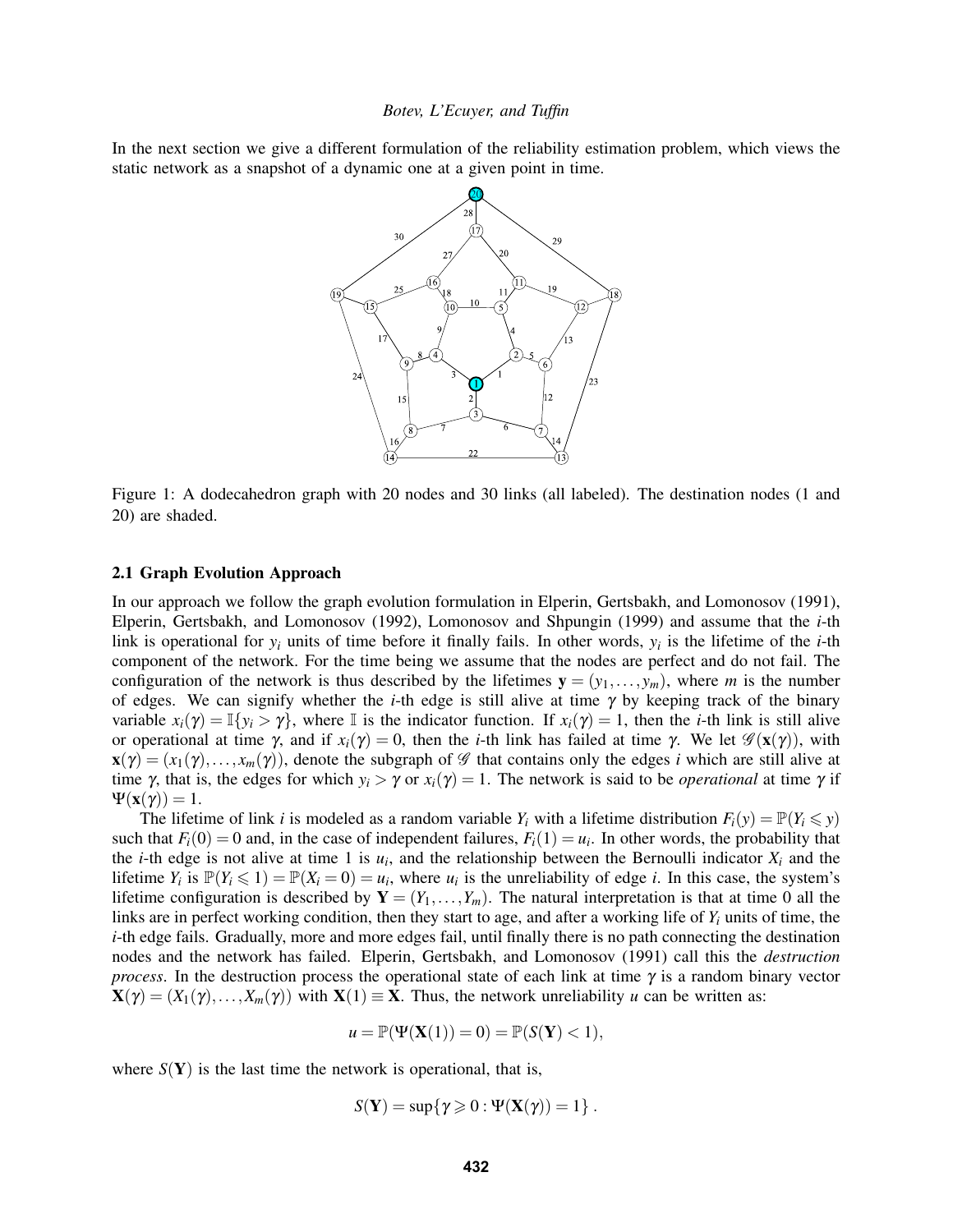In the next section we give a different formulation of the reliability estimation problem, which views the static network as a snapshot of a dynamic one at a given point in time.

Figure 1: A dodecahedron graph with 20 nodes and 30 links (all labeled). The destination nodes (1 and 20) are shaded.

### 2.1 Graph Evolution Approach

In our approach we follow the graph evolution formulation in Elperin, Gertsbakh, and Lomonosov (1991), Elperin, Gertsbakh, and Lomonosov (1992), Lomonosov and Shpungin (1999) and assume that the $i$-th link is operational for $y_i$ units of time before it finally fails. In other words, $y_i$ is the lifetime of the $i$-th component of the network. For the time being we assume that the nodes are perfect and do not fail. The configuration of the network is thus described by the lifetimes $\mathbf{y} = (y_1, \ldots, y_m)$, where $m$ is the number of edges. We can signify whether the $i$-th edge is still alive at time $\gamma$ by keeping track of the binary variable $x_i(\gamma) = \mathbb{I}\{y_i > \gamma\}$, where $\mathbb{I}$ is the indicator function. If $x_i(\gamma) = 1$, then the $i$-th link is still alive or operational at time $\gamma$, and if $x_i(\gamma) = 0$, then the $i$-th link has failed at time $\gamma$. We let $\mathscr{G}(\mathbf{x}(\gamma))$, with $\mathbf{x}(\gamma) = (x_1(\gamma), \ldots, x_m(\gamma))$, denote the subgraph of $\mathscr{G}$ that contains only the edges $i$ which are still alive at time $\gamma$, that is, the edges for which $y_i > \gamma$ or $x_i(\gamma) = 1$. The network is said to be *operational* at time $\gamma$ if $\Psi(\mathbf{x}(\gamma)) = 1$.

The lifetime of link $i$ is modeled as a random variable $Y_i$ with a lifetime distribution $F_i(y) = \mathbb{P}(Y_i \leqslant y)$ such that $F_i(0) = 0$ and, in the case of independent failures, $F_i(1) = u_i$. In other words, the probability that the $i$-th edge is not alive at time 1 is $u_i$, and the relationship between the Bernoulli indicator $X_i$ and the lifetime $Y_i$ is $\mathbb{P}(Y_i \leqslant 1) = \mathbb{P}(X_i = 0) = u_i$, where $u_i$ is the unreliability of edge $i$. In this case, the system's lifetime configuration is described by $\mathbf{Y} = (Y_1, \ldots, Y_m)$. The natural interpretation is that at time 0 all the links are in perfect working condition, then they start to age, and after a working life of $Y_i$ units of time, the $i$-th edge fails. Gradually, more and more edges fail, until finally there is no path connecting the destination nodes and the network has failed. Elperin, Gertsbakh, and Lomonosov (1991) call this the *destruction process*. In the destruction process the operational state of each link at time $\gamma$ is a random binary vector $\mathbf{X}(\gamma) = (X_1(\gamma), \ldots, X_m(\gamma))$ with $\mathbf{X}(1) \equiv \mathbf{X}$. Thus, the network unreliability $u$ can be written as:

$$u = \mathbb{P}(\Psi(\mathbf{X}(1)) = 0) = \mathbb{P}(S(\mathbf{Y}) < 1),$$

where $S(\mathbf{Y})$ is the last time the network is operational, that is,

$$S(\mathbf{Y}) = \sup\{\gamma \geqslant 0 : \Psi(\mathbf{X}(\gamma)) = 1\} .$$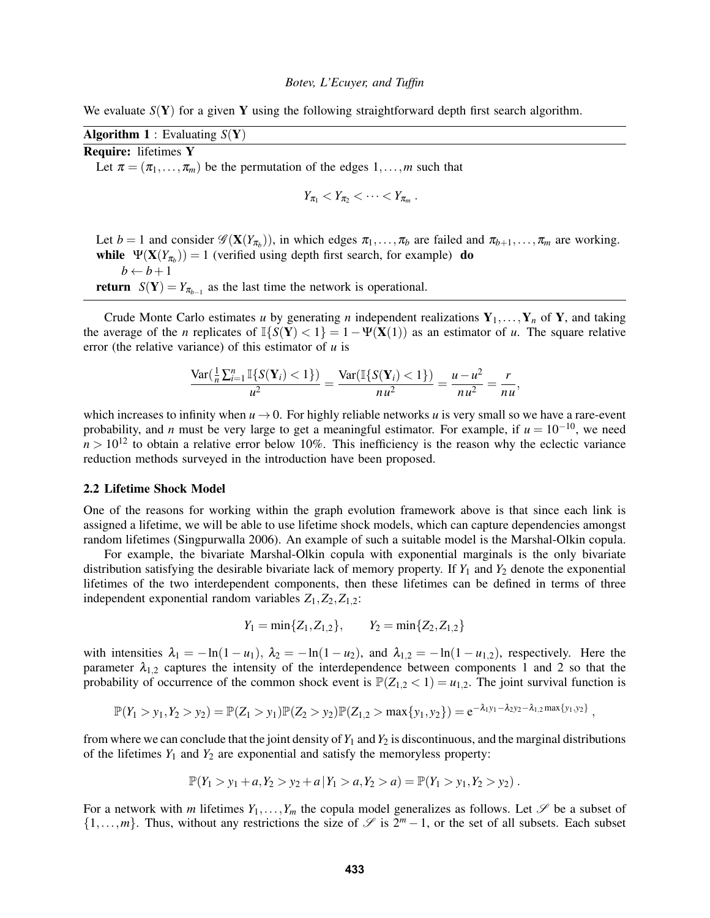We evaluate $S(\mathbf{Y})$ for a given $\mathbf{Y}$ using the following straightforward depth first search algorithm.

---

**Algorithm 1** : Evaluating $S(\mathbf{Y})$

---

**Require:** lifetimes $\mathbf{Y}$

Let $\pi = (\pi_1, \ldots, \pi_m)$ be the permutation of the edges $1, \ldots, m$ such that

$$Y_{\pi_1} < Y_{\pi_2} < \cdots < Y_{\pi_m} .$$

Let $b = 1$ and consider $\mathscr{G}(\mathbf{X}(Y_{\pi_b}))$, in which edges $\pi_1, \ldots, \pi_b$ are failed and $\pi_{b+1}, \ldots, \pi_m$ are working.

**while** $\Psi(\mathbf{X}(Y_{\pi_b})) = 1$ (verified using depth first search, for example) **do**

  $b \leftarrow b + 1$

**return** $S(\mathbf{Y}) = Y_{\pi_{b-1}}$ as the last time the network is operational.

---

Crude Monte Carlo estimates $u$ by generating $n$ independent realizations $\mathbf{Y}_1, \ldots, \mathbf{Y}_n$ of $\mathbf{Y}$, and taking the average of the $n$ replicates of $\mathbb{I}\{S(\mathbf{Y}) < 1\} = 1 - \Psi(\mathbf{X}(1))$ as an estimator of $u$. The square relative error (the relative variance) of this estimator of $u$ is

$$\frac{\mathrm{Var}(\frac{1}{n}\sum_{i=1}^{n} \mathbb{I}\{S(\mathbf{Y}_i) < 1\})}{u^2} = \frac{\mathrm{Var}(\mathbb{I}\{S(\mathbf{Y}_i) < 1\})}{nu^2} = \frac{u - u^2}{nu^2} = \frac{r}{nu},$$

which increases to infinity when $u \to 0$. For highly reliable networks $u$ is very small so we have a rare-event probability, and $n$ must be very large to get a meaningful estimator. For example, if $u = 10^{-10}$, we need $n > 10^{12}$ to obtain a relative error below 10%. This inefficiency is the reason why the eclectic variance reduction methods surveyed in the introduction have been proposed.

### 2.2 Lifetime Shock Model

One of the reasons for working within the graph evolution framework above is that since each link is assigned a lifetime, we will be able to use lifetime shock models, which can capture dependencies amongst random lifetimes (Singpurwalla 2006). An example of such a suitable model is the Marshal-Olkin copula.

For example, the bivariate Marshal-Olkin copula with exponential marginals is the only bivariate distribution satisfying the desirable bivariate lack of memory property. If $Y_1$ and $Y_2$ denote the exponential lifetimes of the two interdependent components, then these lifetimes can be defined in terms of three independent exponential random variables $Z_1, Z_2, Z_{1,2}$:

$$Y_1 = \min\{Z_1, Z_{1,2}\}, \qquad Y_2 = \min\{Z_2, Z_{1,2}\}$$

with intensities $\lambda_1 = -\ln(1 - u_1)$, $\lambda_2 = -\ln(1 - u_2)$, and $\lambda_{1,2} = -\ln(1 - u_{1,2})$, respectively. Here the parameter $\lambda_{1,2}$ captures the intensity of the interdependence between components 1 and 2 so that the probability of occurrence of the common shock event is $\mathbb{P}(Z_{1,2} < 1) = u_{1,2}$. The joint survival function is

$$\mathbb{P}(Y_1 > y_1, Y_2 > y_2) = \mathbb{P}(Z_1 > y_1)\mathbb{P}(Z_2 > y_2)\mathbb{P}(Z_{1,2} > \max\{y_1, y_2\}) = \mathrm{e}^{-\lambda_1 y_1 - \lambda_2 y_2 - \lambda_{1,2} \max\{y_1, y_2\}} ,$$

from where we can conclude that the joint density of $Y_1$ and $Y_2$ is discontinuous, and the marginal distributions of the lifetimes $Y_1$ and $Y_2$ are exponential and satisfy the memoryless property:

$$\mathbb{P}(Y_1 > y_1 + a, Y_2 > y_2 + a \,|\, Y_1 > a, Y_2 > a) = \mathbb{P}(Y_1 > y_1, Y_2 > y_2) .$$

For a network with $m$ lifetimes $Y_1, \ldots, Y_m$ the copula model generalizes as follows. Let $\mathscr{S}$ be a subset of $\{1, \ldots, m\}$. Thus, without any restrictions the size of $\mathscr{S}$ is $2^m - 1$, or the set of all subsets. Each subset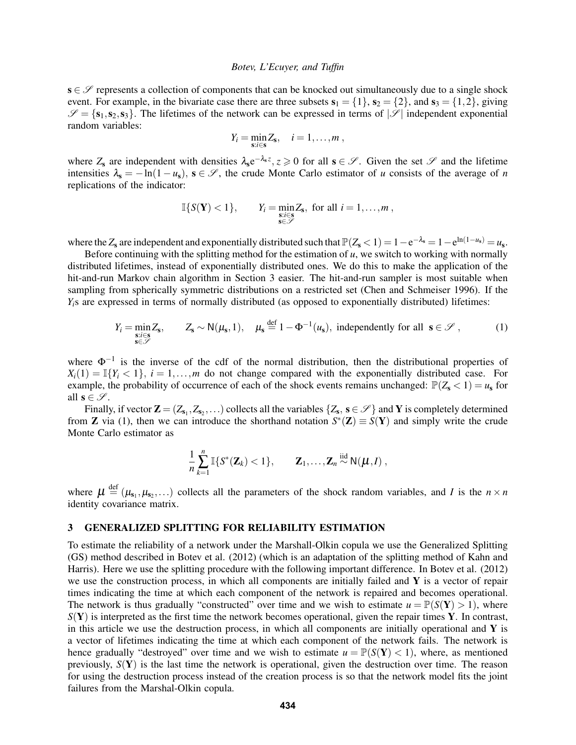$\mathbf{s} \in \mathscr{S}$ represents a collection of components that can be knocked out simultaneously due to a single shock event. For example, in the bivariate case there are three subsets $\mathbf{s}_1 = \{1\}$, $\mathbf{s}_2 = \{2\}$, and $\mathbf{s}_3 = \{1,2\}$, giving $\mathscr{S} = \{\mathbf{s}_1, \mathbf{s}_2, \mathbf{s}_3\}$. The lifetimes of the network can be expressed in terms of $|\mathscr{S}|$ independent exponential random variables:

$$Y_i = \min_{\mathbf{s}: i \in \mathbf{s}} Z_{\mathbf{s}}, \quad i = 1, \ldots, m,$$

where $Z_{\mathbf{s}}$ are independent with densities $\lambda_{\mathbf{s}} e^{-\lambda_{\mathbf{s}} z}, z \geqslant 0$ for all $\mathbf{s} \in \mathscr{S}$. Given the set $\mathscr{S}$ and the lifetime intensities $\lambda_{\mathbf{s}} = -\ln(1-u_{\mathbf{s}})$, $\mathbf{s} \in \mathscr{S}$, the crude Monte Carlo estimator of $u$ consists of the average of $n$ replications of the indicator:

$$\mathbb{I}\{S(\mathbf{Y}) < 1\}, \qquad Y_i = \min_{\substack{\mathbf{s}: i \in \mathbf{s} \\ \mathbf{s} \in \mathscr{S}}} Z_{\mathbf{s}}, \text{ for all } i = 1, \ldots, m,$$

where the $Z_{\mathbf{s}}$ are independent and exponentially distributed such that $\mathbb{P}(Z_{\mathbf{s}} < 1) = 1 - e^{-\lambda_{\mathbf{s}}} = 1 - e^{\ln(1-u_{\mathbf{s}})} = u_{\mathbf{s}}$.

Before continuing with the splitting method for the estimation of $u$, we switch to working with normally distributed lifetimes, instead of exponentially distributed ones. We do this to make the application of the hit-and-run Markov chain algorithm in Section 3 easier. The hit-and-run sampler is most suitable when sampling from spherically symmetric distributions on a restricted set (Chen and Schmeiser 1996). If the $Y_i$s are expressed in terms of normally distributed (as opposed to exponentially distributed) lifetimes:

$$Y_i = \min_{\substack{\mathbf{s}: i \in \mathbf{s} \\ \mathbf{s} \in \mathscr{S}}} Z_{\mathbf{s}}, \qquad Z_{\mathbf{s}} \sim \mathsf{N}(\mu_{\mathbf{s}}, 1), \quad \mu_{\mathbf{s}} \stackrel{\text{def}}{=} 1 - \Phi^{-1}(u_{\mathbf{s}}), \text{ independently for all } \mathbf{s} \in \mathscr{S}, \tag{1}$$

where $\Phi^{-1}$ is the inverse of the cdf of the normal distribution, then the distributional properties of $X_i(1) = \mathbb{I}\{Y_i < 1\}$, $i = 1, \ldots, m$ do not change compared with the exponentially distributed case. For example, the probability of occurrence of each of the shock events remains unchanged: $\mathbb{P}(Z_{\mathbf{s}} < 1) = u_{\mathbf{s}}$ for all $\mathbf{s} \in \mathscr{S}$.

Finally, if vector $\mathbf{Z} = (Z_{\mathbf{s}_1}, Z_{\mathbf{s}_2}, \ldots)$ collects all the variables $\{Z_{\mathbf{s}}, \mathbf{s} \in \mathscr{S}\}$ and $\mathbf{Y}$ is completely determined from $\mathbf{Z}$ via (1), then we can introduce the shorthand notation $S^*(\mathbf{Z}) \equiv S(\mathbf{Y})$ and simply write the crude Monte Carlo estimator as

$$\frac{1}{n} \sum_{k=1}^{n} \mathbb{I}\{S^*(\mathbf{Z}_k) < 1\}, \qquad \mathbf{Z}_1, \ldots, \mathbf{Z}_n \stackrel{\text{iid}}{\sim} \mathsf{N}(\boldsymbol{\mu}, I),$$

where $\boldsymbol{\mu} \stackrel{\text{def}}{=} (\mu_{\mathbf{s}_1}, \mu_{\mathbf{s}_2}, \ldots)$ collects all the parameters of the shock random variables, and $I$ is the $n \times n$ identity covariance matrix.

## 3 GENERALIZED SPLITTING FOR RELIABILITY ESTIMATION

To estimate the reliability of a network under the Marshall-Olkin copula we use the Generalized Splitting (GS) method described in Botev et al. (2012) (which is an adaptation of the splitting method of Kahn and Harris). Here we use the splitting procedure with the following important difference. In Botev et al. (2012) we use the construction process, in which all components are initially failed and $\mathbf{Y}$ is a vector of repair times indicating the time at which each component of the network is repaired and becomes operational. The network is thus gradually "constructed" over time and we wish to estimate $u = \mathbb{P}(S(\mathbf{Y}) > 1)$, where $S(\mathbf{Y})$ is interpreted as the first time the network becomes operational, given the repair times $\mathbf{Y}$. In contrast, in this article we use the destruction process, in which all components are initially operational and $\mathbf{Y}$ is a vector of lifetimes indicating the time at which each component of the network fails. The network is hence gradually "destroyed" over time and we wish to estimate $u = \mathbb{P}(S(\mathbf{Y}) < 1)$, where, as mentioned previously, $S(\mathbf{Y})$ is the last time the network is operational, given the destruction over time. The reason for using the destruction process instead of the creation process is so that the network model fits the joint failures from the Marshal-Olkin copula.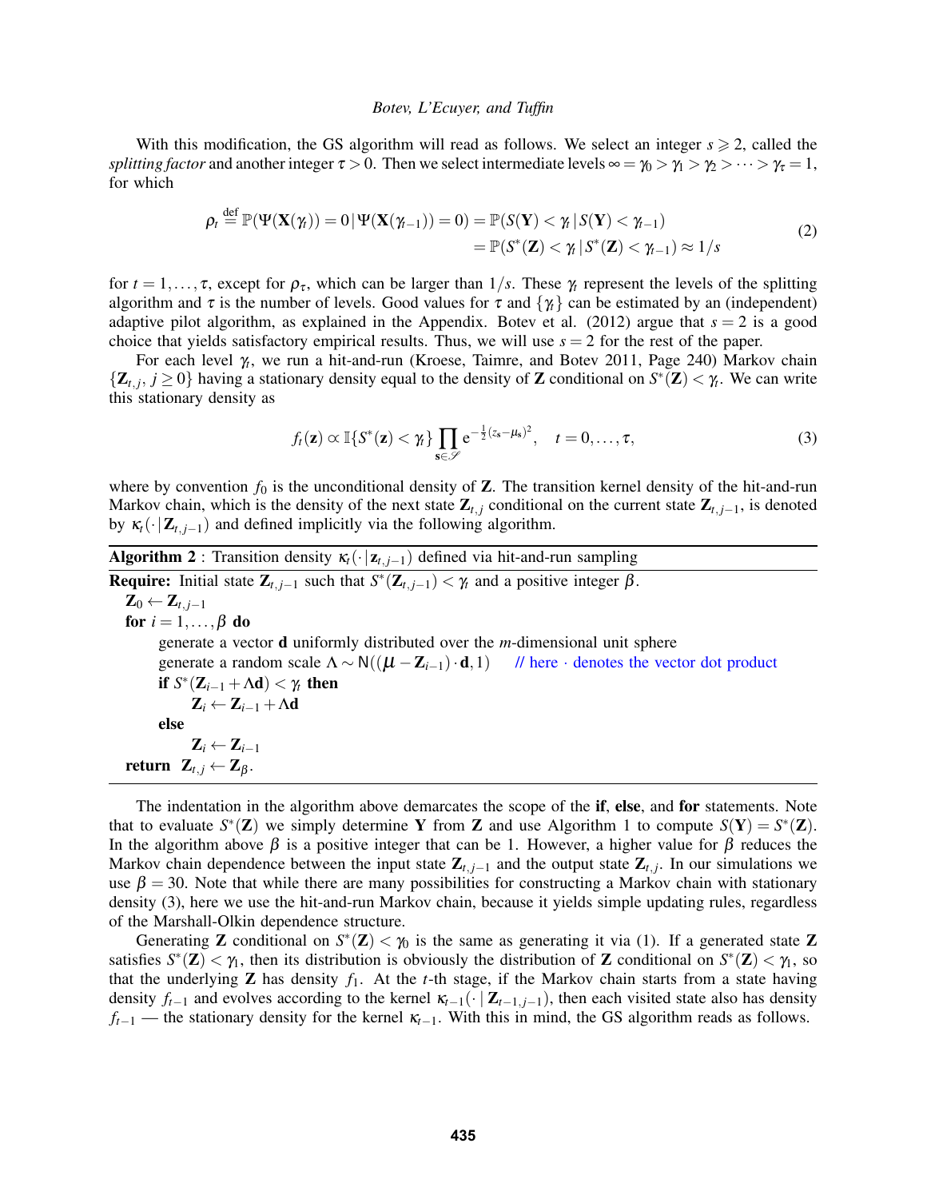With this modification, the GS algorithm will read as follows. We select an integer $s \geqslant 2$, called the *splitting factor* and another integer $\tau > 0$. Then we select intermediate levels $\infty = \gamma_0 > \gamma_1 > \gamma_2 > \cdots > \gamma_\tau = 1$, for which

$$\begin{aligned}\rho_t \stackrel{\text{def}}{=} \mathbb{P}(\Psi(\mathbf{X}(\gamma_t)) = 0 \,|\, \Psi(\mathbf{X}(\gamma_{t-1})) = 0) &= \mathbb{P}(S(\mathbf{Y}) < \gamma_t \,|\, S(\mathbf{Y}) < \gamma_{t-1}) \\ &= \mathbb{P}(S^*(\mathbf{Z}) < \gamma_t \,|\, S^*(\mathbf{Z}) < \gamma_{t-1}) \approx 1/s\end{aligned} \tag{2}$$

for $t = 1, \ldots, \tau$, except for $\rho_\tau$, which can be larger than $1/s$. These $\gamma_t$ represent the levels of the splitting algorithm and $\tau$ is the number of levels. Good values for $\tau$ and $\{\gamma_t\}$ can be estimated by an (independent) adaptive pilot algorithm, as explained in the Appendix. Botev et al. (2012) argue that $s = 2$ is a good choice that yields satisfactory empirical results. Thus, we will use $s = 2$ for the rest of the paper.

For each level $\gamma_t$, we run a hit-and-run (Kroese, Taimre, and Botev 2011, Page 240) Markov chain $\{\mathbf{Z}_{t,j},\ j \geq 0\}$ having a stationary density equal to the density of $\mathbf{Z}$ conditional on $S^*(\mathbf{Z}) < \gamma_t$. We can write this stationary density as

$$f_t(\mathbf{z}) \propto \mathbb{I}\{S^*(\mathbf{z}) < \gamma_t\} \prod_{\mathbf{s} \in \mathscr{S}} \mathrm{e}^{-\frac{1}{2}(z_\mathbf{s} - \mu_\mathbf{s})^2}, \quad t = 0, \ldots, \tau, \tag{3}$$

where by convention $f_0$ is the unconditional density of $\mathbf{Z}$. The transition kernel density of the hit-and-run Markov chain, which is the density of the next state $\mathbf{Z}_{t,j}$ conditional on the current state $\mathbf{Z}_{t,j-1}$, is denoted by $\kappa_t(\cdot \,|\, \mathbf{Z}_{t,j-1})$ and defined implicitly via the following algorithm.

---

**Algorithm 2** : Transition density $\kappa_t(\cdot \,|\, \mathbf{z}_{t,j-1})$ defined via hit-and-run sampling

---

**Require:** Initial state $\mathbf{Z}_{t,j-1}$ such that $S^*(\mathbf{Z}_{t,j-1}) < \gamma_t$ and a positive integer $\beta$.

```
Z_0 ← Z_{t,j-1}
for i = 1,...,β do
    generate a vector d uniformly distributed over the m-dimensional unit sphere
    generate a random scale Λ ~ N((μ − Z_{i−1}) · d, 1)     // here · denotes the vector dot product
    if S*(Z_{i−1} + Λd) < γ_t then
        Z_i ← Z_{i−1} + Λd
    else
        Z_i ← Z_{i−1}
return Z_{t,j} ← Z_β.
```

---

The indentation in the algorithm above demarcates the scope of the **if**, **else**, and **for** statements. Note that to evaluate $S^*(\mathbf{Z})$ we simply determine $\mathbf{Y}$ from $\mathbf{Z}$ and use Algorithm 1 to compute $S(\mathbf{Y}) = S^*(\mathbf{Z})$. In the algorithm above $\beta$ is a positive integer that can be 1. However, a higher value for $\beta$ reduces the Markov chain dependence between the input state $\mathbf{Z}_{t,j-1}$ and the output state $\mathbf{Z}_{t,j}$. In our simulations we use $\beta = 30$. Note that while there are many possibilities for constructing a Markov chain with stationary density (3), here we use the hit-and-run Markov chain, because it yields simple updating rules, regardless of the Marshall-Olkin dependence structure.

Generating $\mathbf{Z}$ conditional on $S^*(\mathbf{Z}) < \gamma_0$ is the same as generating it via (1). If a generated state $\mathbf{Z}$ satisfies $S^*(\mathbf{Z}) < \gamma_1$, then its distribution is obviously the distribution of $\mathbf{Z}$ conditional on $S^*(\mathbf{Z}) < \gamma_1$, so that the underlying $\mathbf{Z}$ has density $f_1$. At the $t$-th stage, if the Markov chain starts from a state having density $f_{t-1}$ and evolves according to the kernel $\kappa_{t-1}(\cdot \,|\, \mathbf{Z}_{t-1,j-1})$, then each visited state also has density $f_{t-1}$ — the stationary density for the kernel $\kappa_{t-1}$. With this in mind, the GS algorithm reads as follows.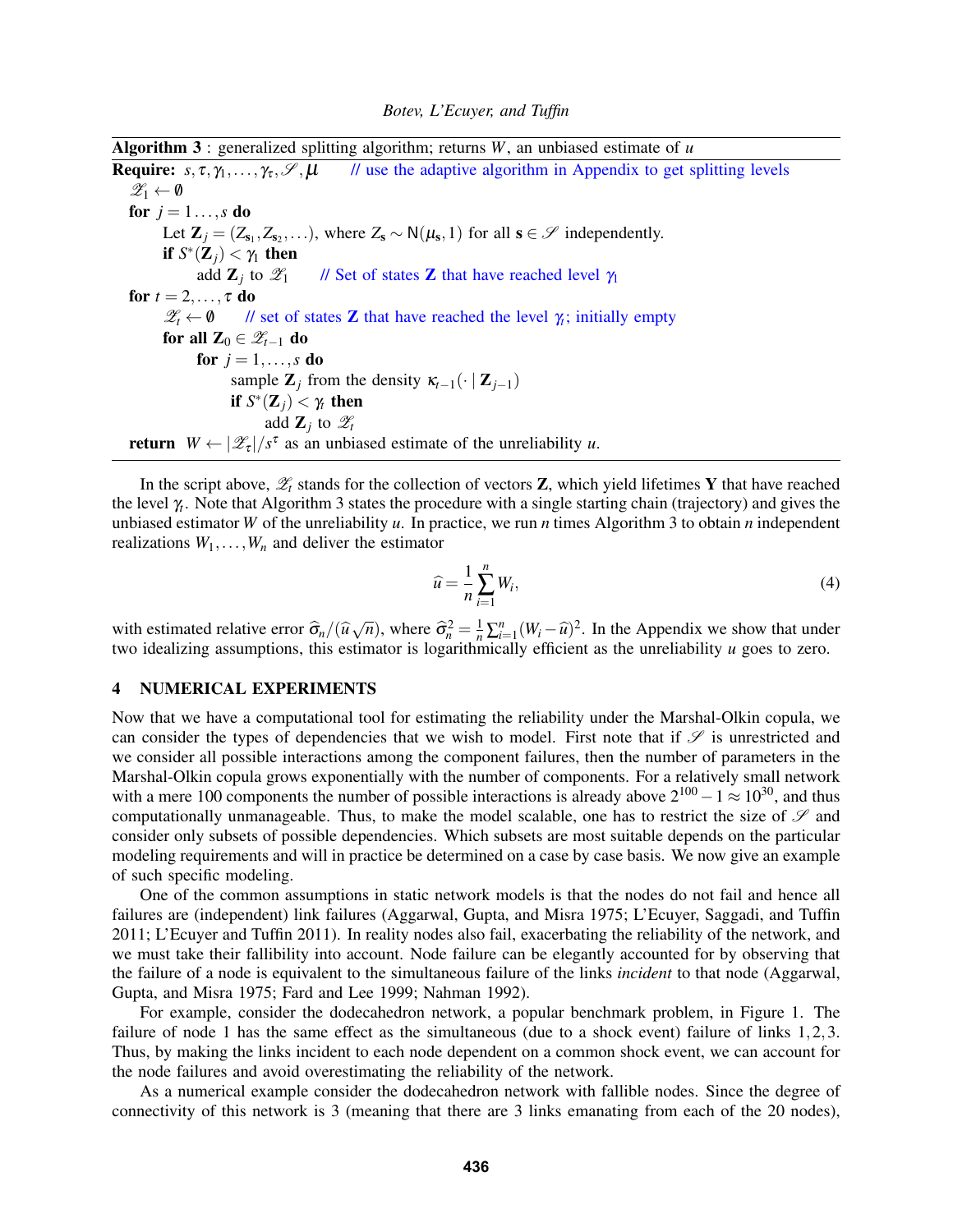**Algorithm 3** : generalized splitting algorithm; returns $W$, an unbiased estimate of $u$

```
Require: s, τ, γ_1, ..., γ_τ, 𝒮, μ      // use the adaptive algorithm in Appendix to get splitting levels
  𝒵_1 ← ∅
  for j = 1 ..., s do
      Let Z_j = (Z_{s_1}, Z_{s_2}, ...), where Z_s ~ N(μ_s, 1) for all s ∈ 𝒮 independently.
      if S*(Z_j) < γ_1 then
          add Z_j to 𝒵_1      // Set of states Z that have reached level γ_1
  for t = 2, ..., τ do
      𝒵_t ← ∅      // set of states Z that have reached the level γ_t; initially empty
      for all Z_0 ∈ 𝒵_{t−1} do
          for j = 1, ..., s do
              sample Z_j from the density κ_{t−1}(· | Z_{j−1})
              if S*(Z_j) < γ_t then
                  add Z_j to 𝒵_t
  return  W ← |𝒵_τ| / s^τ as an unbiased estimate of the unreliability u.
```

In the script above, $\mathscr{Z}_t$ stands for the collection of vectors $\mathbf{Z}$, which yield lifetimes $\mathbf{Y}$ that have reached the level $\gamma_t$. Note that Algorithm 3 states the procedure with a single starting chain (trajectory) and gives the unbiased estimator $W$ of the unreliability $u$. In practice, we run $n$ times Algorithm 3 to obtain $n$ independent realizations $W_1, \ldots, W_n$ and deliver the estimator

$$\widehat{u} = \frac{1}{n} \sum_{i=1}^{n} W_i, \tag{4}$$

with estimated relative error $\widehat{\sigma}_n / (\widehat{u}\sqrt{n})$, where $\widehat{\sigma}_n^2 = \frac{1}{n}\sum_{i=1}^{n}(W_i - \widehat{u})^2$. In the Appendix we show that under two idealizing assumptions, this estimator is logarithmically efficient as the unreliability $u$ goes to zero.

## 4 NUMERICAL EXPERIMENTS

Now that we have a computational tool for estimating the reliability under the Marshal-Olkin copula, we can consider the types of dependencies that we wish to model. First note that if $\mathscr{S}$ is unrestricted and we consider all possible interactions among the component failures, then the number of parameters in the Marshal-Olkin copula grows exponentially with the number of components. For a relatively small network with a mere 100 components the number of possible interactions is already above $2^{100} - 1 \approx 10^{30}$, and thus computationally unmanageable. Thus, to make the model scalable, one has to restrict the size of $\mathscr{S}$ and consider only subsets of possible dependencies. Which subsets are most suitable depends on the particular modeling requirements and will in practice be determined on a case by case basis. We now give an example of such specific modeling.

One of the common assumptions in static network models is that the nodes do not fail and hence all failures are (independent) link failures (Aggarwal, Gupta, and Misra 1975; L'Ecuyer, Saggadi, and Tuffin 2011; L'Ecuyer and Tuffin 2011). In reality nodes also fail, exacerbating the reliability of the network, and we must take their fallibility into account. Node failure can be elegantly accounted for by observing that the failure of a node is equivalent to the simultaneous failure of the links *incident* to that node (Aggarwal, Gupta, and Misra 1975; Fard and Lee 1999; Nahman 1992).

For example, consider the dodecahedron network, a popular benchmark problem, in Figure 1. The failure of node 1 has the same effect as the simultaneous (due to a shock event) failure of links $1, 2, 3$. Thus, by making the links incident to each node dependent on a common shock event, we can account for the node failures and avoid overestimating the reliability of the network.

As a numerical example consider the dodecahedron network with fallible nodes. Since the degree of connectivity of this network is 3 (meaning that there are 3 links emanating from each of the 20 nodes),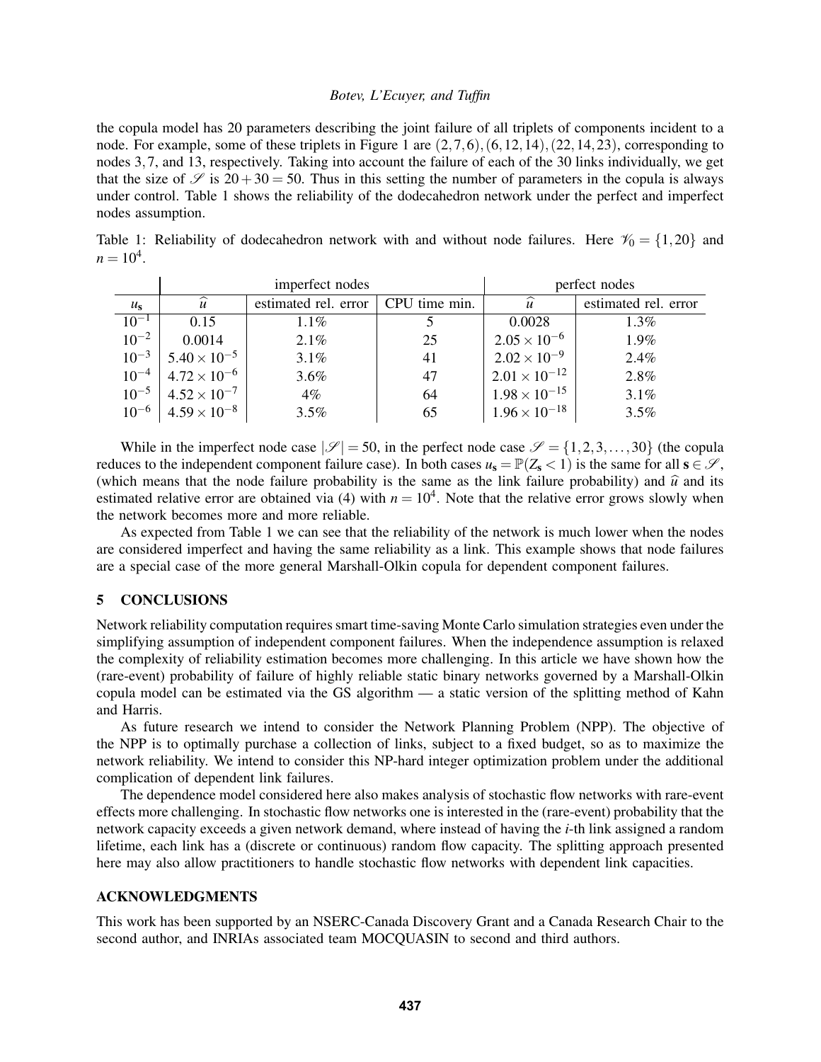the copula model has 20 parameters describing the joint failure of all triplets of components incident to a node. For example, some of these triplets in Figure 1 are $(2,7,6),(6,12,14),(22,14,23)$, corresponding to nodes $3,7$, and 13, respectively. Taking into account the failure of each of the 30 links individually, we get that the size of $\mathscr{S}$ is $20+30=50$. Thus in this setting the number of parameters in the copula is always under control. Table 1 shows the reliability of the dodecahedron network under the perfect and imperfect nodes assumption.

Table 1: Reliability of dodecahedron network with and without node failures. Here $\mathscr{V}_0 = \{1,20\}$ and $n = 10^4$.

| | imperfect nodes | | | perfect nodes | |
|---|---|---|---|---|---|
| $u_{\mathbf{s}}$ | $\widehat{u}$ | estimated rel. error | CPU time min. | $\widehat{u}$ | estimated rel. error |
| $10^{-1}$ | 0.15 | 1.1% | 5 | 0.0028 | 1.3% |
| $10^{-2}$ | 0.0014 | 2.1% | 25 | $2.05\times10^{-6}$ | 1.9% |
| $10^{-3}$ | $5.40\times10^{-5}$ | 3.1% | 41 | $2.02\times10^{-9}$ | 2.4% |
| $10^{-4}$ | $4.72\times10^{-6}$ | 3.6% | 47 | $2.01\times10^{-12}$ | 2.8% |
| $10^{-5}$ | $4.52\times10^{-7}$ | 4% | 64 | $1.98\times10^{-15}$ | 3.1% |
| $10^{-6}$ | $4.59\times10^{-8}$ | 3.5% | 65 | $1.96\times10^{-18}$ | 3.5% |

While in the imperfect node case $|\mathscr{S}| = 50$, in the perfect node case $\mathscr{S} = \{1,2,3,\ldots,30\}$ (the copula reduces to the independent component failure case). In both cases $u_{\mathbf{s}} = \mathbb{P}(Z_{\mathbf{s}} < 1)$ is the same for all $\mathbf{s} \in \mathscr{S}$, (which means that the node failure probability is the same as the link failure probability) and $\widehat{u}$ and its estimated relative error are obtained via (4) with $n = 10^4$. Note that the relative error grows slowly when the network becomes more and more reliable.

As expected from Table 1 we can see that the reliability of the network is much lower when the nodes are considered imperfect and having the same reliability as a link. This example shows that node failures are a special case of the more general Marshall-Olkin copula for dependent component failures.

## 5 CONCLUSIONS

Network reliability computation requires smart time-saving Monte Carlo simulation strategies even under the simplifying assumption of independent component failures. When the independence assumption is relaxed the complexity of reliability estimation becomes more challenging. In this article we have shown how the (rare-event) probability of failure of highly reliable static binary networks governed by a Marshall-Olkin copula model can be estimated via the GS algorithm — a static version of the splitting method of Kahn and Harris.

As future research we intend to consider the Network Planning Problem (NPP). The objective of the NPP is to optimally purchase a collection of links, subject to a fixed budget, so as to maximize the network reliability. We intend to consider this NP-hard integer optimization problem under the additional complication of dependent link failures.

The dependence model considered here also makes analysis of stochastic flow networks with rare-event effects more challenging. In stochastic flow networks one is interested in the (rare-event) probability that the network capacity exceeds a given network demand, where instead of having the $i$-th link assigned a random lifetime, each link has a (discrete or continuous) random flow capacity. The splitting approach presented here may also allow practitioners to handle stochastic flow networks with dependent link capacities.

## ACKNOWLEDGMENTS

This work has been supported by an NSERC-Canada Discovery Grant and a Canada Research Chair to the second author, and INRIAs associated team MOCQUASIN to second and third authors.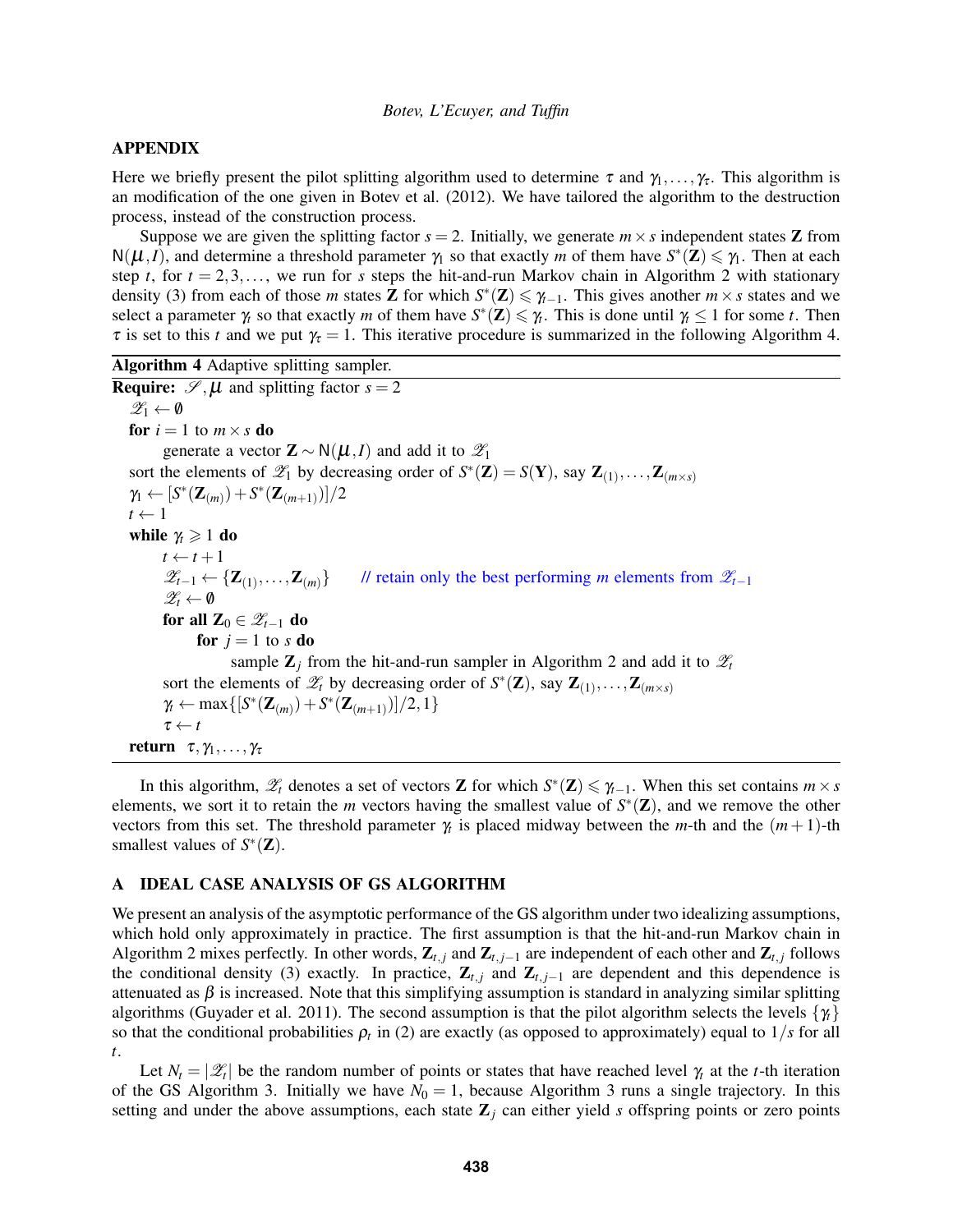## APPENDIX

Here we briefly present the pilot splitting algorithm used to determine $\tau$ and $\gamma_1,\ldots,\gamma_\tau$. This algorithm is an modification of the one given in Botev et al. (2012). We have tailored the algorithm to the destruction process, instead of the construction process.

Suppose we are given the splitting factor $s = 2$. Initially, we generate $m \times s$ independent states $\mathbf{Z}$ from $\mathsf{N}(\boldsymbol{\mu}, I)$, and determine a threshold parameter $\gamma_1$ so that exactly $m$ of them have $S^*(\mathbf{Z}) \leqslant \gamma_1$. Then at each step $t$, for $t = 2,3,\ldots$, we run for $s$ steps the hit-and-run Markov chain in Algorithm 2 with stationary density (3) from each of those $m$ states $\mathbf{Z}$ for which $S^*(\mathbf{Z}) \leqslant \gamma_{t-1}$. This gives another $m \times s$ states and we select a parameter $\gamma_t$ so that exactly $m$ of them have $S^*(\mathbf{Z}) \leqslant \gamma_t$. This is done until $\gamma_t \leq 1$ for some $t$. Then $\tau$ is set to this $t$ and we put $\gamma_\tau = 1$. This iterative procedure is summarized in the following Algorithm 4.

**Algorithm 4** Adaptive splitting sampler.

```
Require: 𝒮, μ and splitting factor s = 2
  𝒵_1 ← ∅
  for i = 1 to m × s do
      generate a vector Z ~ N(μ, I) and add it to 𝒵_1
  sort the elements of 𝒵_1 by decreasing order of S*(Z) = S(Y), say Z_(1), ..., Z_(m×s)
  γ_1 ← [S*(Z_(m)) + S*(Z_(m+1))]/2
  t ← 1
  while γ_t ⩾ 1 do
      t ← t + 1
      𝒵_{t−1} ← {Z_(1), ..., Z_(m)}        // retain only the best performing m elements from 𝒵_{t−1}
      𝒵_t ← ∅
      for all Z_0 ∈ 𝒵_{t−1} do
          for j = 1 to s do
              sample Z_j from the hit-and-run sampler in Algorithm 2 and add it to 𝒵_t
      sort the elements of 𝒵_t by decreasing order of S*(Z), say Z_(1), ..., Z_(m×s)
      γ_t ← max{[S*(Z_(m)) + S*(Z_(m+1))]/2, 1}
      τ ← t
  return τ, γ_1, ..., γ_τ
```

In this algorithm, $\mathscr{Z}_t$ denotes a set of vectors $\mathbf{Z}$ for which $S^*(\mathbf{Z}) \leqslant \gamma_{t-1}$. When this set contains $m \times s$ elements, we sort it to retain the $m$ vectors having the smallest value of $S^*(\mathbf{Z})$, and we remove the other vectors from this set. The threshold parameter $\gamma_t$ is placed midway between the $m$-th and the $(m+1)$-th smallest values of $S^*(\mathbf{Z})$.

## A IDEAL CASE ANALYSIS OF GS ALGORITHM

We present an analysis of the asymptotic performance of the GS algorithm under two idealizing assumptions, which hold only approximately in practice. The first assumption is that the hit-and-run Markov chain in Algorithm 2 mixes perfectly. In other words, $\mathbf{Z}_{t,j}$ and $\mathbf{Z}_{t,j-1}$ are independent of each other and $\mathbf{Z}_{t,j}$ follows the conditional density (3) exactly. In practice, $\mathbf{Z}_{t,j}$ and $\mathbf{Z}_{t,j-1}$ are dependent and this dependence is attenuated as $\beta$ is increased. Note that this simplifying assumption is standard in analyzing similar splitting algorithms (Guyader et al. 2011). The second assumption is that the pilot algorithm selects the levels $\{\gamma_t\}$ so that the conditional probabilities $\rho_t$ in (2) are exactly (as opposed to approximately) equal to $1/s$ for all $t$.

Let $N_t = |\mathscr{Z}_t|$ be the random number of points or states that have reached level $\gamma_t$ at the $t$-th iteration of the GS Algorithm 3. Initially we have $N_0 = 1$, because Algorithm 3 runs a single trajectory. In this setting and under the above assumptions, each state $\mathbf{Z}_j$ can either yield $s$ offspring points or zero points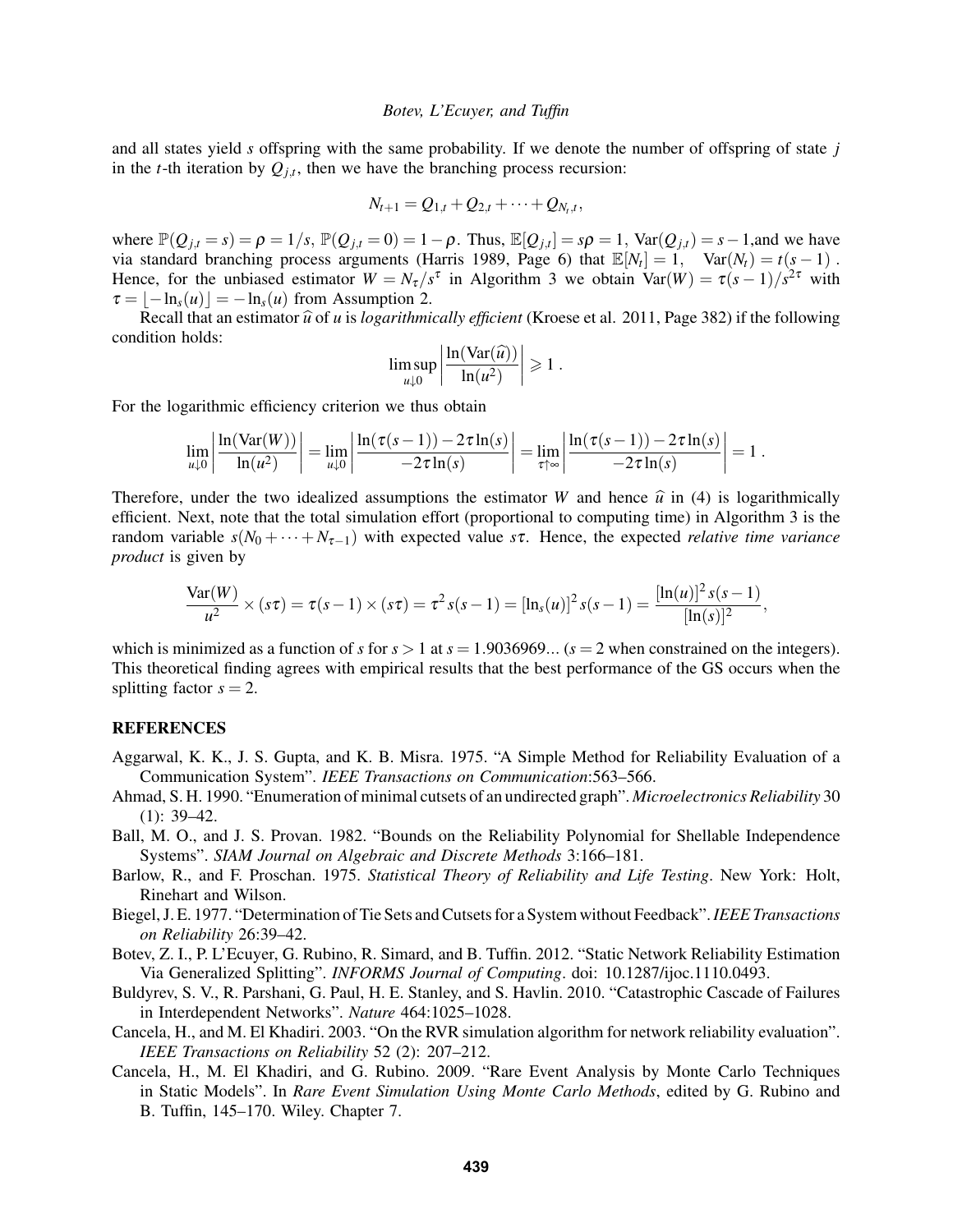and all states yield $s$ offspring with the same probability. If we denote the number of offspring of state $j$ in the $t$-th iteration by $Q_{j,t}$, then we have the branching process recursion:

$$N_{t+1} = Q_{1,t} + Q_{2,t} + \cdots + Q_{N_t,t},$$

where $\mathbb{P}(Q_{j,t} = s) = \rho = 1/s$, $\mathbb{P}(Q_{j,t} = 0) = 1 - \rho$. Thus, $\mathbb{E}[Q_{j,t}] = s\rho = 1$, $\mathrm{Var}(Q_{j,t}) = s - 1$,and we have via standard branching process arguments (Harris 1989, Page 6) that $\mathbb{E}[N_t] = 1, \quad \mathrm{Var}(N_t) = t(s-1)$ . Hence, for the unbiased estimator $W = N_\tau / s^\tau$ in Algorithm 3 we obtain $\mathrm{Var}(W) = \tau(s-1)/s^{2\tau}$ with $\tau = \lfloor -\ln_s(u) \rfloor = -\ln_s(u)$ from Assumption 2.

Recall that an estimator $\widehat{u}$ of $u$ is *logarithmically efficient* (Kroese et al. 2011, Page 382) if the following condition holds:

$$\limsup_{u \downarrow 0} \left| \frac{\ln(\mathrm{Var}(\widehat{u}))}{\ln(u^2)} \right| \geqslant 1 \ .$$

For the logarithmic efficiency criterion we thus obtain

$$\lim_{u \downarrow 0} \left| \frac{\ln(\mathrm{Var}(W))}{\ln(u^2)} \right| = \lim_{u \downarrow 0} \left| \frac{\ln(\tau(s-1)) - 2\tau \ln(s)}{-2\tau \ln(s)} \right| = \lim_{\tau \uparrow \infty} \left| \frac{\ln(\tau(s-1)) - 2\tau \ln(s)}{-2\tau \ln(s)} \right| = 1 \ .$$

Therefore, under the two idealized assumptions the estimator $W$ and hence $\widehat{u}$ in (4) is logarithmically efficient. Next, note that the total simulation effort (proportional to computing time) in Algorithm 3 is the random variable $s(N_0 + \cdots + N_{\tau-1})$ with expected value $s\tau$. Hence, the expected *relative time variance product* is given by

$$\frac{\mathrm{Var}(W)}{u^2} \times (s\tau) = \tau(s-1) \times (s\tau) = \tau^2 s(s-1) = [\ln_s(u)]^2 s(s-1) = \frac{[\ln(u)]^2 s(s-1)}{[\ln(s)]^2},$$

which is minimized as a function of $s$ for $s > 1$ at $s = 1.9036969...$ ($s = 2$ when constrained on the integers). This theoretical finding agrees with empirical results that the best performance of the GS occurs when the splitting factor $s = 2$.

## REFERENCES

Aggarwal, K. K., J. S. Gupta, and K. B. Misra. 1975. "A Simple Method for Reliability Evaluation of a Communication System". *IEEE Transactions on Communication*:563–566.

Ahmad, S. H. 1990. "Enumeration of minimal cutsets of an undirected graph". *Microelectronics Reliability* 30 (1): 39–42.

Ball, M. O., and J. S. Provan. 1982. "Bounds on the Reliability Polynomial for Shellable Independence Systems". *SIAM Journal on Algebraic and Discrete Methods* 3:166–181.

Barlow, R., and F. Proschan. 1975. *Statistical Theory of Reliability and Life Testing*. New York: Holt, Rinehart and Wilson.

Biegel, J. E. 1977. "Determination of Tie Sets and Cutsets for a System without Feedback". *IEEE Transactions on Reliability* 26:39–42.

Botev, Z. I., P. L'Ecuyer, G. Rubino, R. Simard, and B. Tuffin. 2012. "Static Network Reliability Estimation Via Generalized Splitting". *INFORMS Journal of Computing*. doi: 10.1287/ijoc.1110.0493.

Buldyrev, S. V., R. Parshani, G. Paul, H. E. Stanley, and S. Havlin. 2010. "Catastrophic Cascade of Failures in Interdependent Networks". *Nature* 464:1025–1028.

Cancela, H., and M. El Khadiri. 2003. "On the RVR simulation algorithm for network reliability evaluation". *IEEE Transactions on Reliability* 52 (2): 207–212.

Cancela, H., M. El Khadiri, and G. Rubino. 2009. "Rare Event Analysis by Monte Carlo Techniques in Static Models". In *Rare Event Simulation Using Monte Carlo Methods*, edited by G. Rubino and B. Tuffin, 145–170. Wiley. Chapter 7.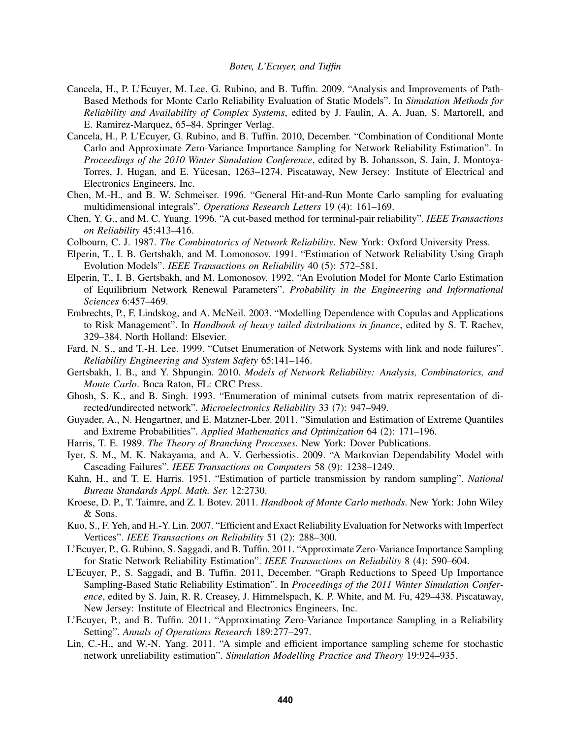Cancela, H., P. L'Ecuyer, M. Lee, G. Rubino, and B. Tuffin. 2009. "Analysis and Improvements of Path-Based Methods for Monte Carlo Reliability Evaluation of Static Models". In *Simulation Methods for Reliability and Availability of Complex Systems*, edited by J. Faulin, A. A. Juan, S. Martorell, and E. Ramirez-Marquez, 65–84. Springer Verlag.

Cancela, H., P. L'Ecuyer, G. Rubino, and B. Tuffin. 2010, December. "Combination of Conditional Monte Carlo and Approximate Zero-Variance Importance Sampling for Network Reliability Estimation". In *Proceedings of the 2010 Winter Simulation Conference*, edited by B. Johansson, S. Jain, J. Montoya-Torres, J. Hugan, and E. Yücesan, 1263–1274. Piscataway, New Jersey: Institute of Electrical and Electronics Engineers, Inc.

Chen, M.-H., and B. W. Schmeiser. 1996. "General Hit-and-Run Monte Carlo sampling for evaluating multidimensional integrals". *Operations Research Letters* 19 (4): 161–169.

Chen, Y. G., and M. C. Yuang. 1996. "A cut-based method for terminal-pair reliability". *IEEE Transactions on Reliability* 45:413–416.

Colbourn, C. J. 1987. *The Combinatorics of Network Reliability*. New York: Oxford University Press.

Elperin, T., I. B. Gertsbakh, and M. Lomonosov. 1991. "Estimation of Network Reliability Using Graph Evolution Models". *IEEE Transactions on Reliability* 40 (5): 572–581.

Elperin, T., I. B. Gertsbakh, and M. Lomonosov. 1992. "An Evolution Model for Monte Carlo Estimation of Equilibrium Network Renewal Parameters". *Probability in the Engineering and Informational Sciences* 6:457–469.

Embrechts, P., F. Lindskog, and A. McNeil. 2003. "Modelling Dependence with Copulas and Applications to Risk Management". In *Handbook of heavy tailed distributions in finance*, edited by S. T. Rachev, 329–384. North Holland: Elsevier.

Fard, N. S., and T.-H. Lee. 1999. "Cutset Enumeration of Network Systems with link and node failures". *Reliability Engineering and System Safety* 65:141–146.

Gertsbakh, I. B., and Y. Shpungin. 2010. *Models of Network Reliability: Analysis, Combinatorics, and Monte Carlo*. Boca Raton, FL: CRC Press.

Ghosh, S. K., and B. Singh. 1993. "Enumeration of minimal cutsets from matrix representation of directed/undirected network". *Microelectronics Reliability* 33 (7): 947–949.

Guyader, A., N. Hengartner, and E. Matzner-Lber. 2011. "Simulation and Estimation of Extreme Quantiles and Extreme Probabilities". *Applied Mathematics and Optimization* 64 (2): 171–196.

Harris, T. E. 1989. *The Theory of Branching Processes*. New York: Dover Publications.

Iyer, S. M., M. K. Nakayama, and A. V. Gerbessiotis. 2009. "A Markovian Dependability Model with Cascading Failures". *IEEE Transactions on Computers* 58 (9): 1238–1249.

Kahn, H., and T. E. Harris. 1951. "Estimation of particle transmission by random sampling". *National Bureau Standards Appl. Math. Ser.* 12:2730.

Kroese, D. P., T. Taimre, and Z. I. Botev. 2011. *Handbook of Monte Carlo methods*. New York: John Wiley & Sons.

Kuo, S., F. Yeh, and H.-Y. Lin. 2007. "Efficient and Exact Reliability Evaluation for Networks with Imperfect Vertices". *IEEE Transactions on Reliability* 51 (2): 288–300.

L'Ecuyer, P., G. Rubino, S. Saggadi, and B. Tuffin. 2011. "Approximate Zero-Variance Importance Sampling for Static Network Reliability Estimation". *IEEE Transactions on Reliability* 8 (4): 590–604.

L'Ecuyer, P., S. Saggadi, and B. Tuffin. 2011, December. "Graph Reductions to Speed Up Importance Sampling-Based Static Reliability Estimation". In *Proceedings of the 2011 Winter Simulation Conference*, edited by S. Jain, R. R. Creasey, J. Himmelspach, K. P. White, and M. Fu, 429–438. Piscataway, New Jersey: Institute of Electrical and Electronics Engineers, Inc.

L'Ecuyer, P., and B. Tuffin. 2011. "Approximating Zero-Variance Importance Sampling in a Reliability Setting". *Annals of Operations Research* 189:277–297.

Lin, C.-H., and W.-N. Yang. 2011. "A simple and efficient importance sampling scheme for stochastic network unreliability estimation". *Simulation Modelling Practice and Theory* 19:924–935.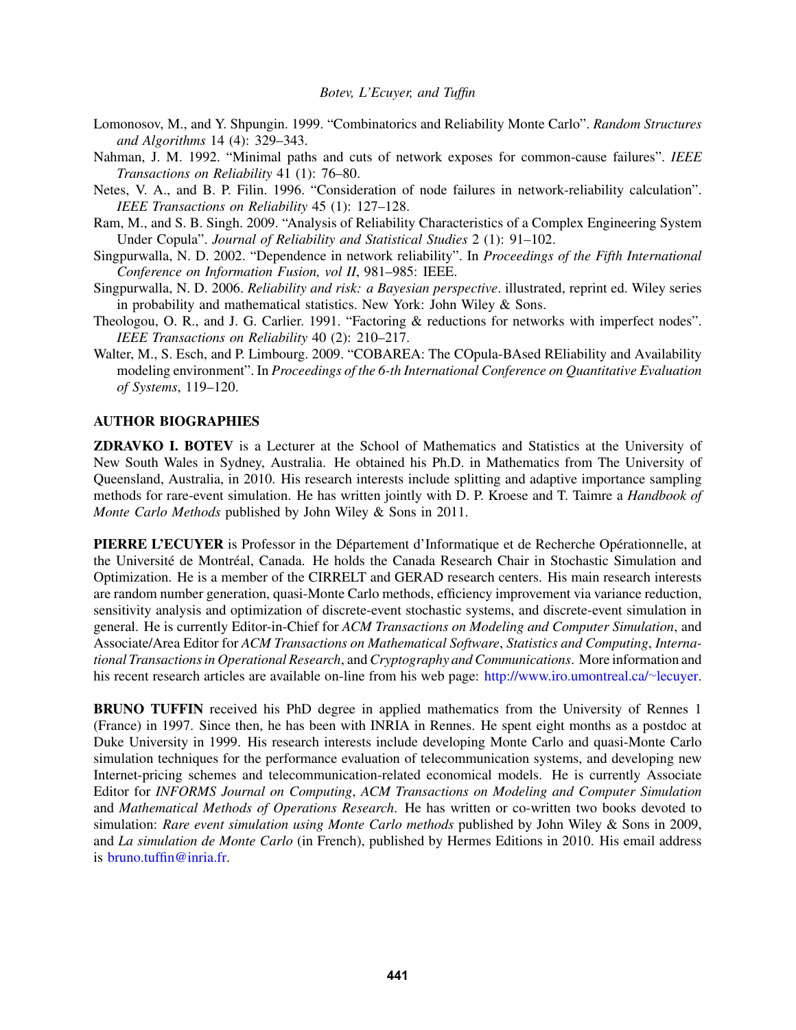Lomonosov, M., and Y. Shpungin. 1999. "Combinatorics and Reliability Monte Carlo". *Random Structures and Algorithms* 14 (4): 329–343.

Nahman, J. M. 1992. "Minimal paths and cuts of network exposes for common-cause failures". *IEEE Transactions on Reliability* 41 (1): 76–80.

Netes, V. A., and B. P. Filin. 1996. "Consideration of node failures in network-reliability calculation". *IEEE Transactions on Reliability* 45 (1): 127–128.

Ram, M., and S. B. Singh. 2009. "Analysis of Reliability Characteristics of a Complex Engineering System Under Copula". *Journal of Reliability and Statistical Studies* 2 (1): 91–102.

Singpurwalla, N. D. 2002. "Dependence in network reliability". In *Proceedings of the Fifth International Conference on Information Fusion, vol II*, 981–985: IEEE.

Singpurwalla, N. D. 2006. *Reliability and risk: a Bayesian perspective*. illustrated, reprint ed. Wiley series in probability and mathematical statistics. New York: John Wiley & Sons.

Theologou, O. R., and J. G. Carlier. 1991. "Factoring & reductions for networks with imperfect nodes". *IEEE Transactions on Reliability* 40 (2): 210–217.

Walter, M., S. Esch, and P. Limbourg. 2009. "COBAREA: The COpula-BAsed REliability and Availability modeling environment". In *Proceedings of the 6-th International Conference on Quantitative Evaluation of Systems*, 119–120.

## AUTHOR BIOGRAPHIES

**ZDRAVKO I. BOTEV** is a Lecturer at the School of Mathematics and Statistics at the University of New South Wales in Sydney, Australia. He obtained his Ph.D. in Mathematics from The University of Queensland, Australia, in 2010. His research interests include splitting and adaptive importance sampling methods for rare-event simulation. He has written jointly with D. P. Kroese and T. Taimre a *Handbook of Monte Carlo Methods* published by John Wiley & Sons in 2011.

**PIERRE L'ECUYER** is Professor in the Département d'Informatique et de Recherche Opérationnelle, at the Université de Montréal, Canada. He holds the Canada Research Chair in Stochastic Simulation and Optimization. He is a member of the CIRRELT and GERAD research centers. His main research interests are random number generation, quasi-Monte Carlo methods, efficiency improvement via variance reduction, sensitivity analysis and optimization of discrete-event stochastic systems, and discrete-event simulation in general. He is currently Editor-in-Chief for *ACM Transactions on Modeling and Computer Simulation*, and Associate/Area Editor for *ACM Transactions on Mathematical Software*, *Statistics and Computing*, *International Transactions in Operational Research*, and *Cryptography and Communications*. More information and his recent research articles are available on-line from his web page: http://www.iro.umontreal.ca/~lecuyer.

**BRUNO TUFFIN** received his PhD degree in applied mathematics from the University of Rennes 1 (France) in 1997. Since then, he has been with INRIA in Rennes. He spent eight months as a postdoc at Duke University in 1999. His research interests include developing Monte Carlo and quasi-Monte Carlo simulation techniques for the performance evaluation of telecommunication systems, and developing new Internet-pricing schemes and telecommunication-related economical models. He is currently Associate Editor for *INFORMS Journal on Computing*, *ACM Transactions on Modeling and Computer Simulation* and *Mathematical Methods of Operations Research*. He has written or co-written two books devoted to simulation: *Rare event simulation using Monte Carlo methods* published by John Wiley & Sons in 2009, and *La simulation de Monte Carlo* (in French), published by Hermes Editions in 2010. His email address is bruno.tuffin@inria.fr.